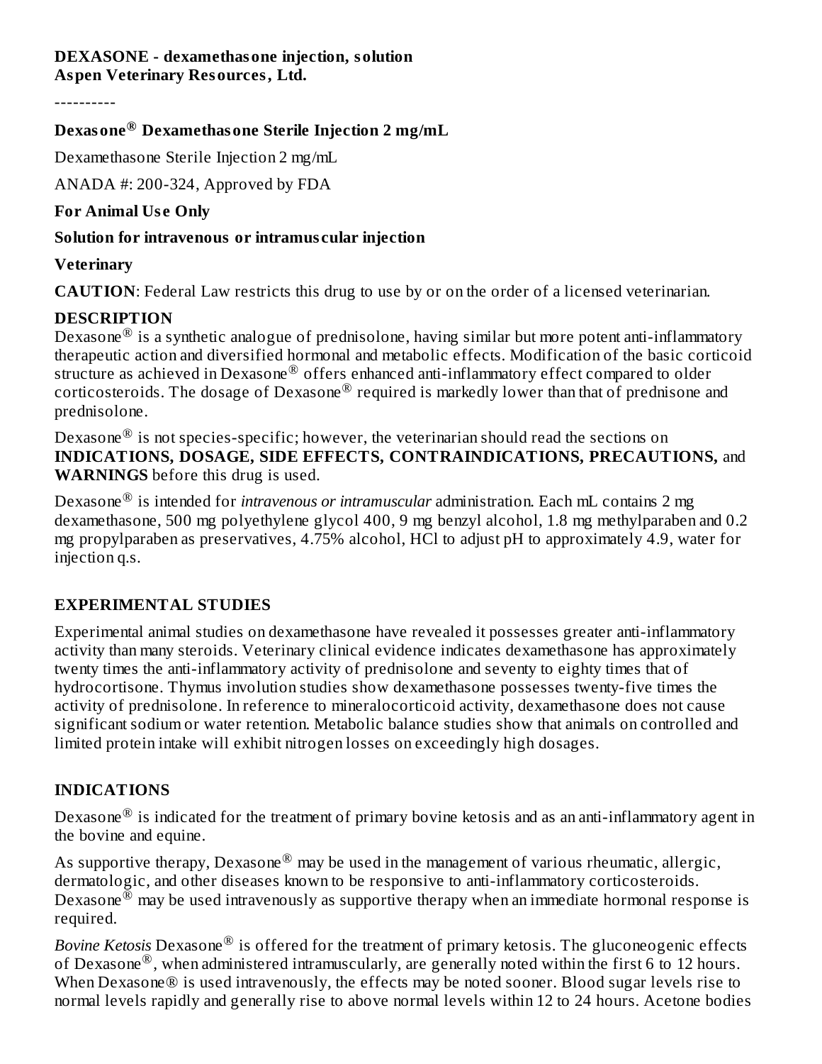**DEXASONE - dexamethasone injection, solution**
**Aspen Veterinary Resources, Ltd.**

----------

## Dexasone® Dexamethasone Sterile Injection 2 mg/mL

Dexamethasone Sterile Injection 2 mg/mL

ANADA #: 200-324, Approved by FDA

**For Animal Use Only**

**Solution for intravenous or intramuscular injection**

**Veterinary**

**CAUTION**: Federal Law restricts this drug to use by or on the order of a licensed veterinarian.

### DESCRIPTION

Dexasone® is a synthetic analogue of prednisolone, having similar but more potent anti-inflammatory therapeutic action and diversified hormonal and metabolic effects. Modification of the basic corticoid structure as achieved in Dexasone® offers enhanced anti-inflammatory effect compared to older corticosteroids. The dosage of Dexasone® required is markedly lower than that of prednisone and prednisolone.

Dexasone® is not species-specific; however, the veterinarian should read the sections on **INDICATIONS, DOSAGE, SIDE EFFECTS, CONTRAINDICATIONS, PRECAUTIONS,** and **WARNINGS** before this drug is used.

Dexasone® is intended for *intravenous or intramuscular* administration. Each mL contains 2 mg dexamethasone, 500 mg polyethylene glycol 400, 9 mg benzyl alcohol, 1.8 mg methylparaben and 0.2 mg propylparaben as preservatives, 4.75% alcohol, HCl to adjust pH to approximately 4.9, water for injection q.s.

### EXPERIMENTAL STUDIES

Experimental animal studies on dexamethasone have revealed it possesses greater anti-inflammatory activity than many steroids. Veterinary clinical evidence indicates dexamethasone has approximately twenty times the anti-inflammatory activity of prednisolone and seventy to eighty times that of hydrocortisone. Thymus involution studies show dexamethasone possesses twenty-five times the activity of prednisolone. In reference to mineralocorticoid activity, dexamethasone does not cause significant sodium or water retention. Metabolic balance studies show that animals on controlled and limited protein intake will exhibit nitrogen losses on exceedingly high dosages.

### INDICATIONS

Dexasone® is indicated for the treatment of primary bovine ketosis and as an anti-inflammatory agent in the bovine and equine.

As supportive therapy, Dexasone® may be used in the management of various rheumatic, allergic, dermatologic, and other diseases known to be responsive to anti-inflammatory corticosteroids. Dexasone® may be used intravenously as supportive therapy when an immediate hormonal response is required.

*Bovine Ketosis* Dexasone® is offered for the treatment of primary ketosis. The gluconeogenic effects of Dexasone®, when administered intramuscularly, are generally noted within the first 6 to 12 hours. When Dexasone® is used intravenously, the effects may be noted sooner. Blood sugar levels rise to normal levels rapidly and generally rise to above normal levels within 12 to 24 hours. Acetone bodies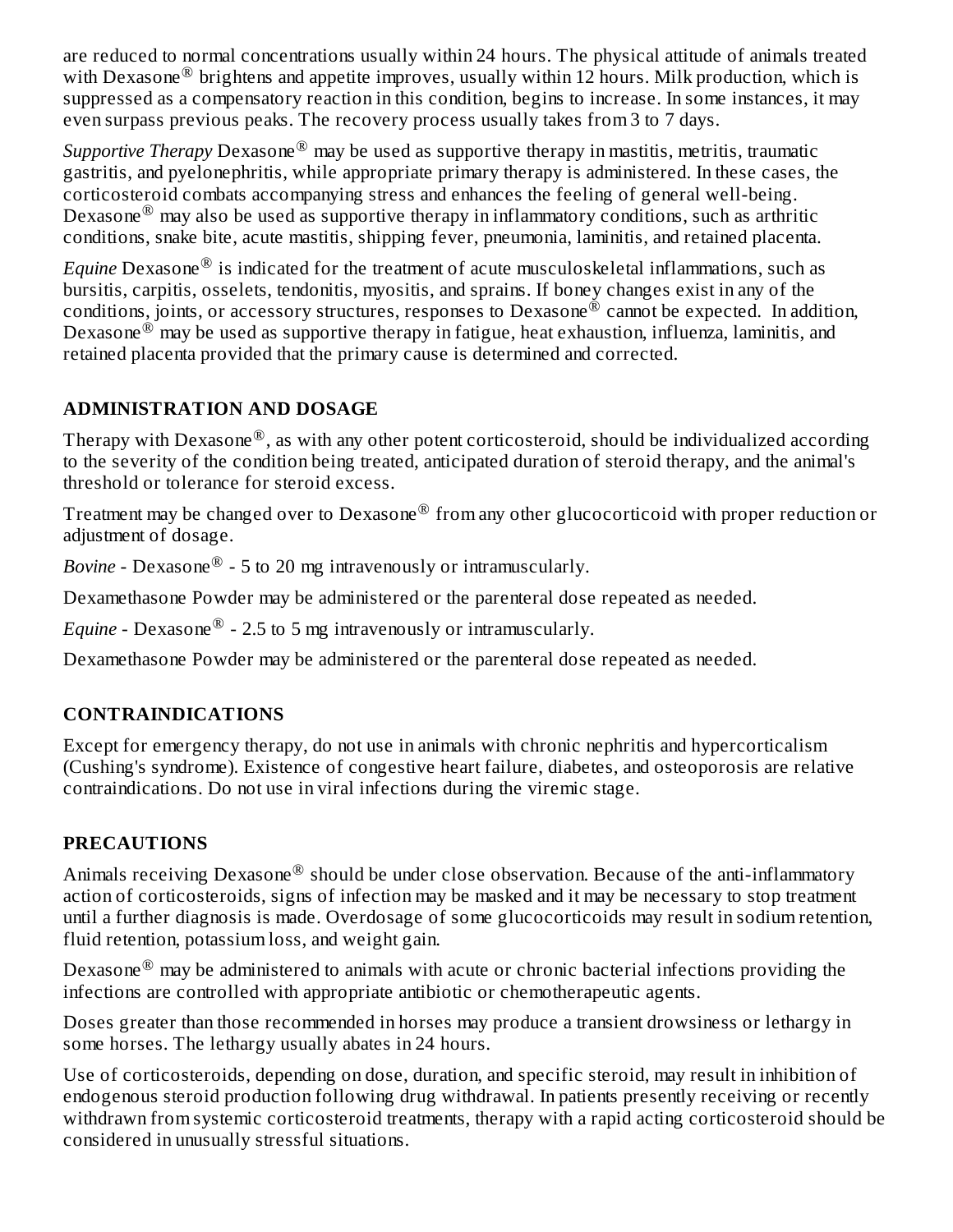are reduced to normal concentrations usually within 24 hours. The physical attitude of animals treated with Dexasone® brightens and appetite improves, usually within 12 hours. Milk production, which is suppressed as a compensatory reaction in this condition, begins to increase. In some instances, it may even surpass previous peaks. The recovery process usually takes from 3 to 7 days.

*Supportive Therapy* Dexasone® may be used as supportive therapy in mastitis, metritis, traumatic gastritis, and pyelonephritis, while appropriate primary therapy is administered. In these cases, the corticosteroid combats accompanying stress and enhances the feeling of general well-being. Dexasone® may also be used as supportive therapy in inflammatory conditions, such as arthritic conditions, snake bite, acute mastitis, shipping fever, pneumonia, laminitis, and retained placenta.

*Equine* Dexasone® is indicated for the treatment of acute musculoskeletal inflammations, such as bursitis, carpitis, osselets, tendonitis, myositis, and sprains. If boney changes exist in any of the conditions, joints, or accessory structures, responses to Dexasone® cannot be expected. In addition, Dexasone® may be used as supportive therapy in fatigue, heat exhaustion, influenza, laminitis, and retained placenta provided that the primary cause is determined and corrected.

## ADMINISTRATION AND DOSAGE

Therapy with Dexasone®, as with any other potent corticosteroid, should be individualized according to the severity of the condition being treated, anticipated duration of steroid therapy, and the animal's threshold or tolerance for steroid excess.

Treatment may be changed over to Dexasone® from any other glucocorticoid with proper reduction or adjustment of dosage.

*Bovine* - Dexasone® - 5 to 20 mg intravenously or intramuscularly.

Dexamethasone Powder may be administered or the parenteral dose repeated as needed.

*Equine* - Dexasone® - 2.5 to 5 mg intravenously or intramuscularly.

Dexamethasone Powder may be administered or the parenteral dose repeated as needed.

## CONTRAINDICATIONS

Except for emergency therapy, do not use in animals with chronic nephritis and hypercorticalism (Cushing's syndrome). Existence of congestive heart failure, diabetes, and osteoporosis are relative contraindications. Do not use in viral infections during the viremic stage.

## PRECAUTIONS

Animals receiving Dexasone® should be under close observation. Because of the anti-inflammatory action of corticosteroids, signs of infection may be masked and it may be necessary to stop treatment until a further diagnosis is made. Overdosage of some glucocorticoids may result in sodium retention, fluid retention, potassium loss, and weight gain.

Dexasone® may be administered to animals with acute or chronic bacterial infections providing the infections are controlled with appropriate antibiotic or chemotherapeutic agents.

Doses greater than those recommended in horses may produce a transient drowsiness or lethargy in some horses. The lethargy usually abates in 24 hours.

Use of corticosteroids, depending on dose, duration, and specific steroid, may result in inhibition of endogenous steroid production following drug withdrawal. In patients presently receiving or recently withdrawn from systemic corticosteroid treatments, therapy with a rapid acting corticosteroid should be considered in unusually stressful situations.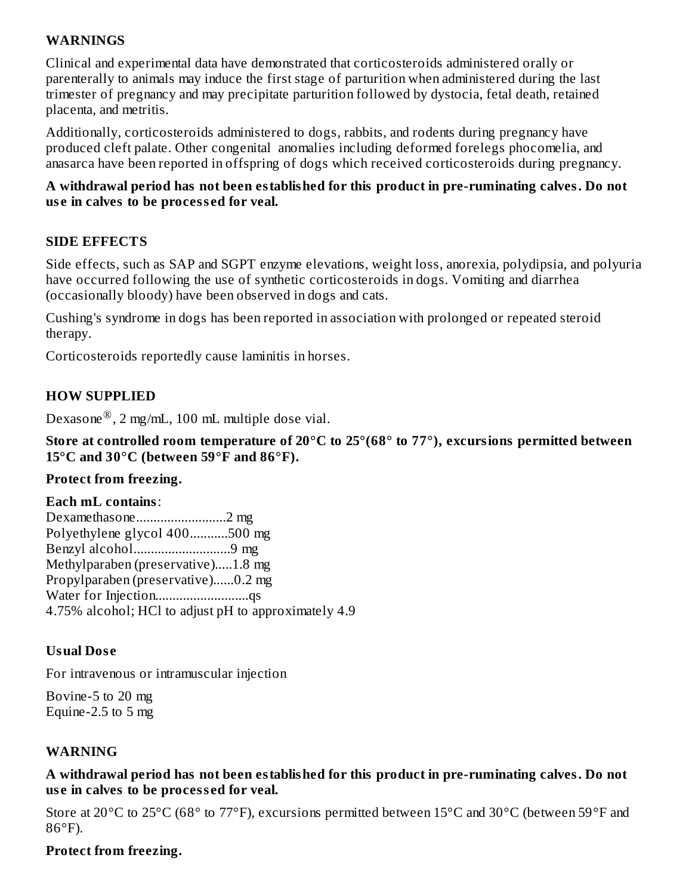## WARNINGS

Clinical and experimental data have demonstrated that corticosteroids administered orally or parenterally to animals may induce the first stage of parturition when administered during the last trimester of pregnancy and may precipitate parturition followed by dystocia, fetal death, retained placenta, and metritis.

Additionally, corticosteroids administered to dogs, rabbits, and rodents during pregnancy have produced cleft palate. Other congenital anomalies including deformed forelegs phocomelia, and anasarca have been reported in offspring of dogs which received corticosteroids during pregnancy.

**A withdrawal period has not been established for this product in pre-ruminating calves. Do not use in calves to be processed for veal.**

## SIDE EFFECTS

Side effects, such as SAP and SGPT enzyme elevations, weight loss, anorexia, polydipsia, and polyuria have occurred following the use of synthetic corticosteroids in dogs. Vomiting and diarrhea (occasionally bloody) have been observed in dogs and cats.

Cushing's syndrome in dogs has been reported in association with prolonged or repeated steroid therapy.

Corticosteroids reportedly cause laminitis in horses.

## HOW SUPPLIED

Dexasone®, 2 mg/mL, 100 mL multiple dose vial.

**Store at controlled room temperature of 20°C to 25°(68° to 77°), excursions permitted between 15°C and 30°C (between 59°F and 86°F).**

**Protect from freezing.**

**Each mL contains**:

Dexamethasone..........................2 mg
Polyethylene glycol 400...........500 mg
Benzyl alcohol...........................9 mg
Methylparaben (preservative).....1.8 mg
Propylparaben (preservative)......0.2 mg
Water for Injection..........................qs
4.75% alcohol; HCl to adjust pH to approximately 4.9

**Usual Dose**

For intravenous or intramuscular injection

Bovine-5 to 20 mg
Equine-2.5 to 5 mg

## WARNING

**A withdrawal period has not been established for this product in pre-ruminating calves. Do not use in calves to be processed for veal.**

Store at 20°C to 25°C (68° to 77°F), excursions permitted between 15°C and 30°C (between 59°F and 86°F).

**Protect from freezing.**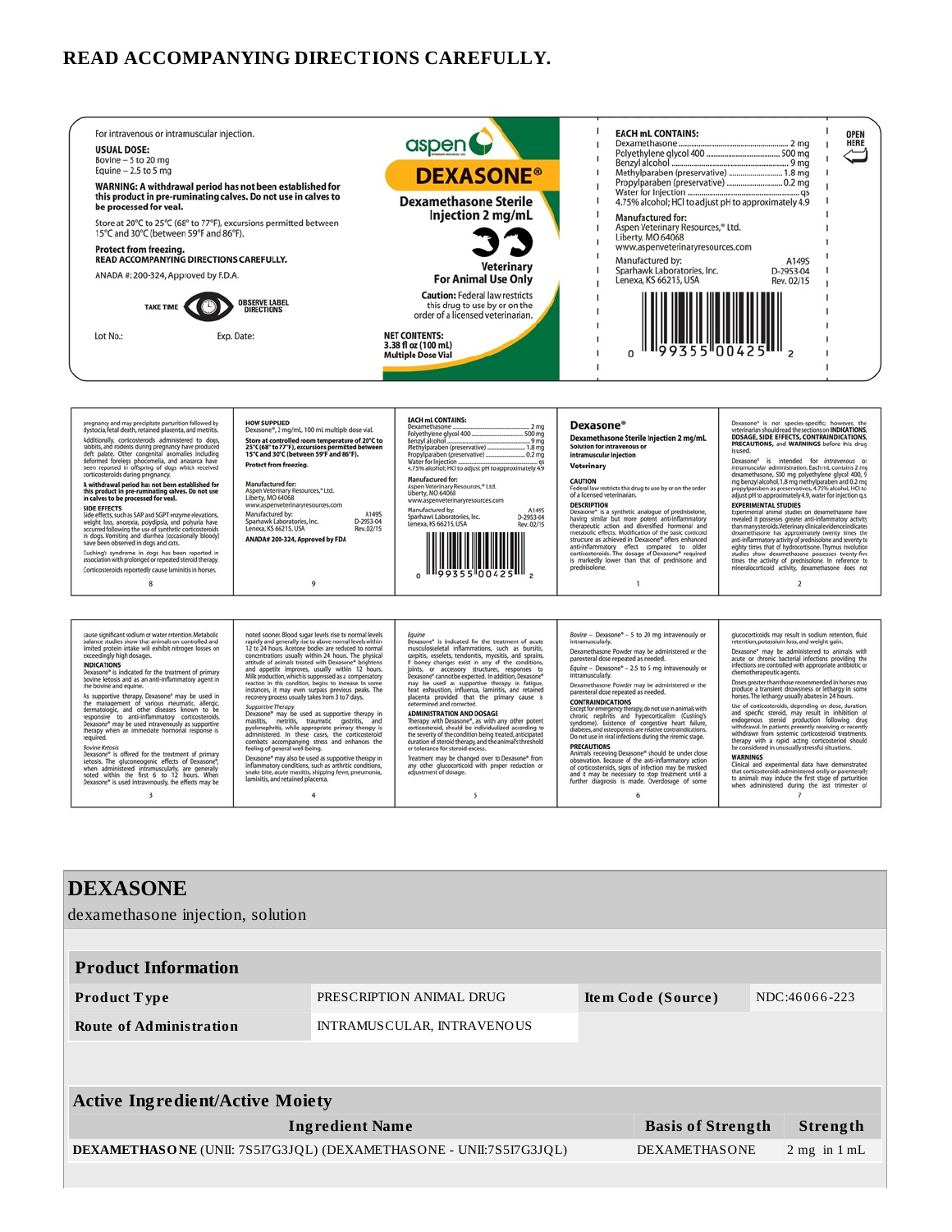**READ ACCOMPANYING DIRECTIONS CAREFULLY.**

For intravenous or intramuscular injection.

**USUAL DOSE:**
Bovine – 5 to 20 mg
Equine – 2.5 to 5 mg

**WARNING: A withdrawal period has not been established for this product in pre-ruminating calves. Do not use in calves to be processed for veal.**

Store at 20°C to 25°C (68° to 77°F), excursions permitted between 15°C and 30°C (between 59°F and 86°F).

**Protect from freezing.**
**READ ACCOMPANYING DIRECTIONS CAREFULLY.**

ANADA #: 200-324, Approved by F.D.A.

TAKE TIME OBSERVE LABEL DIRECTIONS

Lot No.: Exp. Date:

aspen

**DEXASONE®**

**Dexamethasone Sterile Injection 2 mg/mL**

**Veterinary**
**For Animal Use Only**

**Caution:** Federal law restricts this drug to use by or on the order of a licensed veterinarian.

**NET CONTENTS:**
**3.38 fl oz (100 mL)**
**Multiple Dose Vial**

**EACH mL CONTAINS:**
Dexamethasone .................... 2 mg
Polyethylene glycol 400 .................... 500 mg
Benzyl alcohol .................... 9 mg
Methylparaben (preservative) .................... 1.8 mg
Propylparaben (preservative) .................... 0.2 mg
Water for Injection .................... qs
4.75% alcohol; HCl to adjust pH to approximately 4.9

**Manufactured for:**
Aspen Veterinary Resources,® Ltd.
Liberty, MO 64068
www.aspenveterinaryresources.com

Manufactured by:
Sparhawk Laboratories, Inc.
Lenexa, KS 66215, USA

A149S
D-2953-04
Rev. 02/15

OPEN HERE

0 99355 00425 2

---

**Dexasone®**

**Dexamethasone Sterile Injection 2 mg/mL**
**Solution for intravenous or intramuscular injection**

**Veterinary**

**CAUTION**
Federal law restricts this drug to use by or on the order of a licensed veterinarian.

**DESCRIPTION**
Dexasone® is a synthetic analogue of prednisolone, having similar but more potent anti-inflammatory therapeutic action and diversified hormonal and metabolic effects. Modification of the basic corticoid structure as achieved in Dexasone® offers enhanced anti-inflammatory effect compared to older corticosteroids. The dosage of Dexasone® required is markedly lower than that of prednisone and prednisolone.

Dexasone® is not species-specific; however, the veterinarian should read the sections on **INDICATIONS, DOSAGE, SIDE EFFECTS, CONTRAINDICATIONS, PRECAUTIONS,** and **WARNINGS** before this drug is used.

Dexasone® is intended for *intravenous* or *intramuscular* administration. Each mL contains 2 mg dexamethasone, 500 mg polyethylene glycol 400, 9 mg benzyl alcohol, 1.8 mg methylparaben and 0.2 mg propylparaben as preservatives, 4.75% alcohol, HCl to adjust pH to approximately 4.9, water for injection q.s.

**EXPERIMENTAL STUDIES**
Experimental animal studies on dexamethasone have revealed it possesses greater anti-inflammatory activity than many steroids. Veterinary clinical evidence indicates dexamethasone has approximately twenty times the anti-inflammatory activity of prednisolone and seventy to eighty times that of hydrocortisone. Thymus involution studies show dexamethasone possesses twenty-five times the activity of prednisolone. In reference to mineralocorticoid activity, dexamethasone does not cause significant sodium or water retention. Metabolic balance studies show that animals on controlled and limited protein intake will exhibit nitrogen losses on exceedingly high dosages.

**INDICATIONS**
Dexasone® is indicated for the treatment of primary bovine ketosis and as an anti-inflammatory agent in the bovine and equine.

As supportive therapy, Dexasone® may be used in the management of various rheumatic, allergic, dermatologic, and other diseases known to be responsive to anti-inflammatory corticosteroids. Dexasone® may be used intravenously as supportive therapy when an immediate hormonal response is required.

*Bovine Ketosis*
Dexasone® is offered for the treatment of primary ketosis. The gluconeogenic effects of Dexasone®, when administered intramuscularly, are generally noted within the first 6 to 12 hours. When Dexasone® is used intravenously, the effects may be noted sooner. Blood sugar levels rise to normal levels rapidly and generally rise to above normal levels within 12 to 24 hours. Acetone bodies are reduced to normal concentrations usually within 24 hours. The physical attitude of animals treated with Dexasone® brightens and appetite improves, usually within 12 hours. Milk production, which is suppressed as a compensatory reaction in this condition, begins to increase. In some instances, it may even surpass previous peaks. The recovery process usually takes from 3 to 7 days.

*Supportive Therapy*
Dexasone® may be used as supportive therapy in mastitis, metritis, traumatic gastritis, and pyelonephritis, while appropriate primary therapy is administered. In these cases, the corticosteroid combats accompanying stress and enhances the feeling of general well-being.

Dexasone® may also be used as supportive therapy in inflammatory conditions, such as arthritic conditions, snake bite, acute mastitis, shipping fever, pneumonia, laminitis, and retained placenta.

*Equine*
Dexasone® is indicated for the treatment of acute musculoskeletal inflammations, such as bursitis, carpitis, osselets, tendonitis, myositis, and sprains. If boney changes exist in any of the conditions, joints, or accessory structures, responses to Dexasone® cannot be expected. In addition, Dexasone® may be used as supportive therapy in fatigue, heat exhaustion, influenza, laminitis, and retained placenta provided that the primary cause is determined and corrected.

**ADMINISTRATION AND DOSAGE**
Therapy with Dexasone®, as with any other potent corticosteroid, should be individualized according to the severity of the condition being treated, anticipated duration of steroid therapy, and the animal's threshold or tolerance for steroid excess.

Treatment may be changed over to Dexasone® from any other glucocorticoid with proper reduction or adjustment of dosage.

*Bovine* – Dexasone® – 5 to 20 mg intravenously or intramuscularly.

Dexamethasone Powder may be administered or the parenteral dose repeated as needed.

*Equine* – Dexasone® – 2.5 to 5 mg intravenously or intramuscularly.

Dexamethasone Powder may be administered or the parenteral dose repeated as needed.

**CONTRAINDICATIONS**
Except for emergency therapy, do not use in animals with chronic nephritis and hypercorticalism (Cushing's syndrome). Existence of congestive heart failure, diabetes, and osteoporosis are relative contraindications. Do not use in viral infections during the viremic stage.

**PRECAUTIONS**
Animals receiving Dexasone® should be under close observation. Because of the anti-inflammatory action of corticosteroids, signs of infection may be masked and it may be necessary to stop treatment until a further diagnosis is made. Overdosage of some glucocorticoids may result in sodium retention, fluid retention, potassium loss, and weight gain.

Dexasone® may be administered to animals with acute or chronic bacterial infections providing the infections are controlled with appropriate antibiotic or chemotherapeutic agents.

Doses greater than those recommended in horses may produce a transient drowsiness or lethargy in some horses. The lethargy usually abates in 24 hours.

Use of corticosteroids, depending on dose, duration, and specific steroid, may result in inhibition of endogenous steroid production following drug withdrawal. In patients presently receiving or recently withdrawn from systemic corticosteroid treatments, therapy with a rapid acting corticosteroid should be considered in unusually stressful situations.

**WARNINGS**
Clinical and experimental data have demonstrated that corticosteroids administered orally or parenterally to animals may induce the first stage of parturition when administered during the last trimester of pregnancy and may precipitate parturition followed by dystocia, fetal death, retained placenta, and metritis.

Additionally, corticosteroids administered to dogs, rabbits, and rodents during pregnancy have produced cleft palate. Other congenital anomalies including deformed forelegs, phocomelia, and anasarca have been reported in offspring of dogs which received corticosteroids during pregnancy.

**A withdrawal period has not been established for this product in pre-ruminating calves. Do not use in calves to be processed for veal.**

**SIDE EFFECTS**
Side effects, such as SAP and SGPT enzyme elevations, weight loss, anorexia, polydipsia, and polyuria have occurred following the use of synthetic corticosteroids in dogs. Vomiting and diarrhea (occasionally bloody) have been observed in dogs and cats.

Cushing's syndrome in dogs has been reported in association with prolonged or repeated steroid therapy.

Corticosteroids reportedly cause laminitis in horses.

**HOW SUPPLIED**
Dexasone®, 2 mg/mL, 100 mL multiple dose vial.

**Store at controlled room temperature of 20°C to 25°C (68° to 77°F), excursions permitted between 15°C and 30°C (between 59°F and 86°F).**

**Protect from freezing.**

Manufactured for:
Aspen Veterinary Resources,® Ltd.
Liberty, MO 64068
www.aspenveterinaryresources.com

Manufactured by:
Sparhawk Laboratories, Inc.
Lenexa, KS 66215, USA

A149S
D-2953-04
Rev.02/15

**ANADA# 200-324, Approved by FDA**

**EACH mL CONTAINS:**
Dexamethasone .................... 2 mg
Polyethylene glycol 400 .................... 500 mg
Benzyl alcohol .................... 9 mg
Methylparaben (preservative) .................... 1.8 mg
Propylparaben (preservative) .................... 0.2 mg
Water for Injection .................... qs
4.75% alcohol; HCl to adjust pH to approximately 4.9

**Manufactured for:**
Aspen Veterinary Resources,® Ltd.
Liberty, MO 64068
www.aspenveterinaryresources.com

Manufactured by:
Sparhawk Laboratories, Inc.
Lenexa, KS 66215, USA

A149S
D-2953-04
Rev. 02/15

0 99355 00425 2

---

# DEXASONE

dexamethasone injection, solution

## Product Information

| | | | |
|---|---|---|---|
| **Product Type** | PRESCRIPTION ANIMAL DRUG | **Item Code (Source)** | NDC:46066-223 |
| **Route of Administration** | INTRAMUSCULAR, INTRAVENOUS | | |

## Active Ingredient/Active Moiety

| Ingredient Name | Basis of Strength | Strength |
|---|---|---|
| **DEXAMETHASONE** (UNII: 7S5I7G3JQL) (DEXAMETHASONE - UNII:7S5I7G3JQL) | DEXAMETHASONE | 2 mg in 1 mL |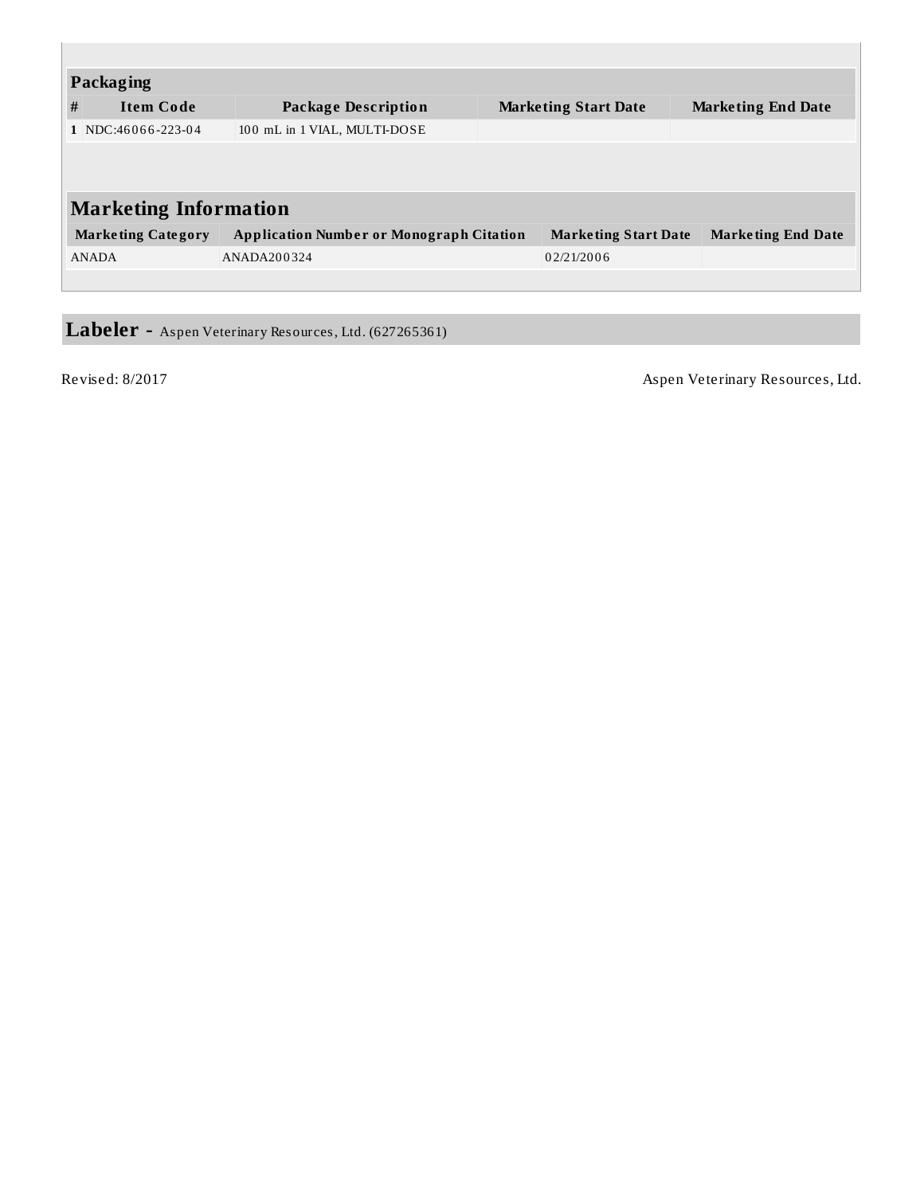### Packaging

| # | Item Code | Package Description | Marketing Start Date | Marketing End Date |
|---|---|---|---|---|
| 1 | NDC:46066-223-04 | 100 mL in 1 VIAL, MULTI-DOSE | | |

### Marketing Information

| Marketing Category | Application Number or Monograph Citation | Marketing Start Date | Marketing End Date |
|---|---|---|---|
| ANADA | ANADA200324 | 02/21/2006 | |

## Labeler - Aspen Veterinary Resources, Ltd. (627265361)

Revised: 8/2017

Aspen Veterinary Resources, Ltd.